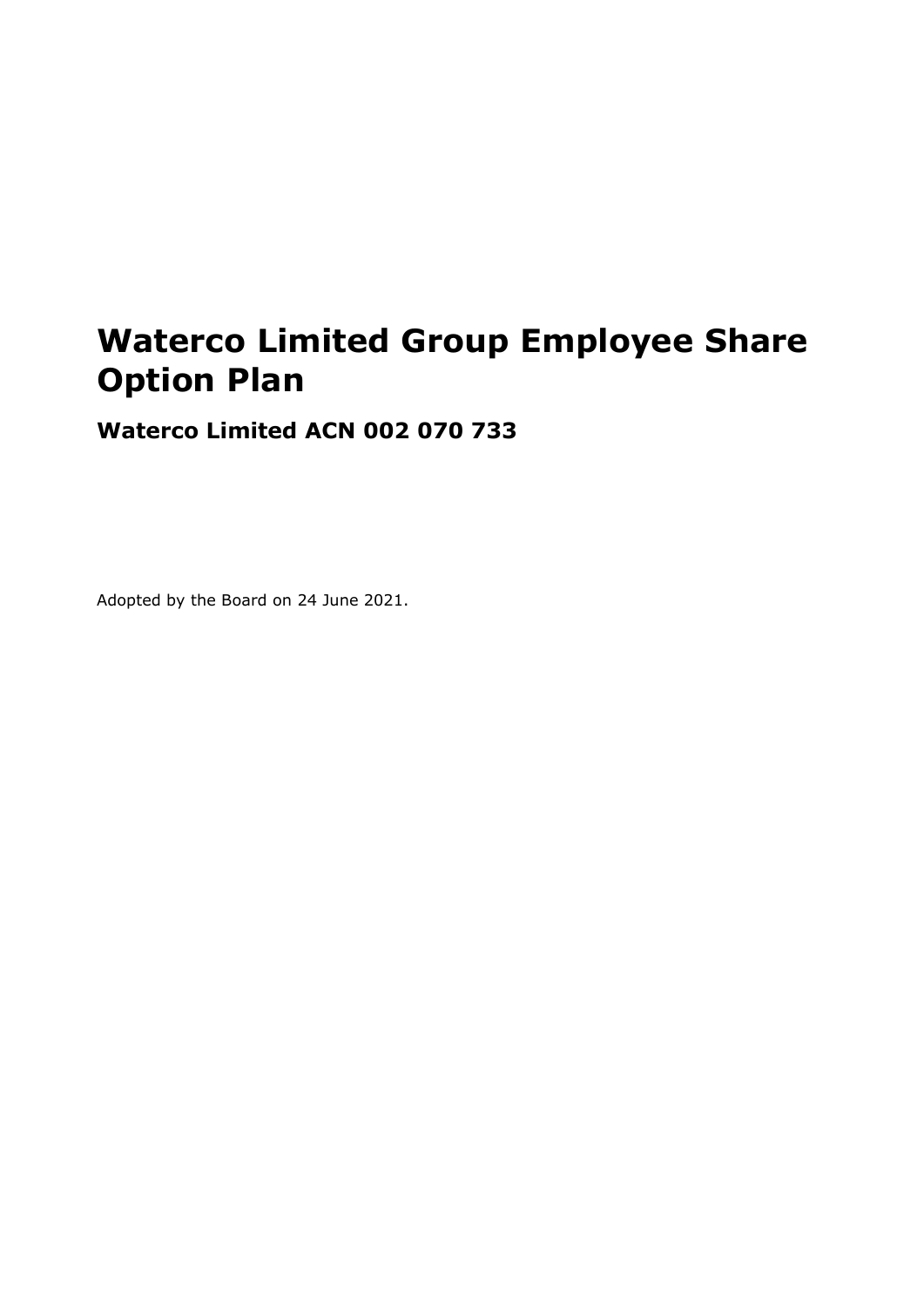# Waterco Limited Group Employee Share Option Plan

## Waterco Limited ACN 002 070 733

Adopted by the Board on 24 June 2021.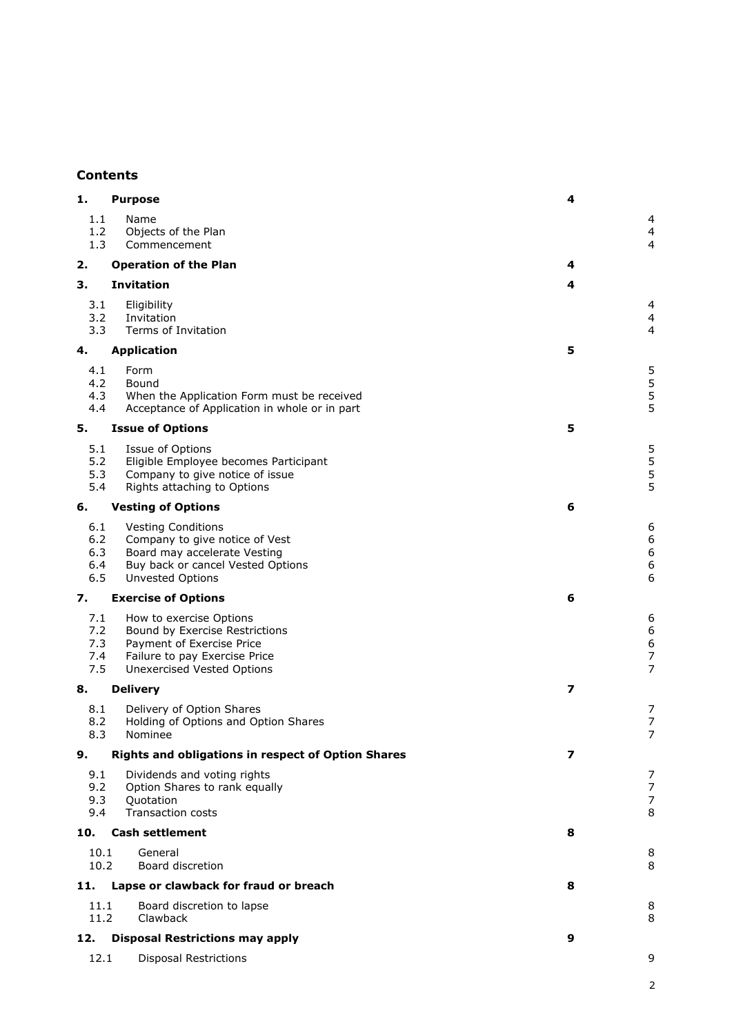## Contents

| | | |
|---|---|---|
| **1.** | **Purpose** | **4** |
| 1.1 | Name | 4 |
| 1.2 | Objects of the Plan | 4 |
| 1.3 | Commencement | 4 |
| **2.** | **Operation of the Plan** | **4** |
| **3.** | **Invitation** | **4** |
| 3.1 | Eligibility | 4 |
| 3.2 | Invitation | 4 |
| 3.3 | Terms of Invitation | 4 |
| **4.** | **Application** | **5** |
| 4.1 | Form | 5 |
| 4.2 | Bound | 5 |
| 4.3 | When the Application Form must be received | 5 |
| 4.4 | Acceptance of Application in whole or in part | 5 |
| **5.** | **Issue of Options** | **5** |
| 5.1 | Issue of Options | 5 |
| 5.2 | Eligible Employee becomes Participant | 5 |
| 5.3 | Company to give notice of issue | 5 |
| 5.4 | Rights attaching to Options | 5 |
| **6.** | **Vesting of Options** | **6** |
| 6.1 | Vesting Conditions | 6 |
| 6.2 | Company to give notice of Vest | 6 |
| 6.3 | Board may accelerate Vesting | 6 |
| 6.4 | Buy back or cancel Vested Options | 6 |
| 6.5 | Unvested Options | 6 |
| **7.** | **Exercise of Options** | **6** |
| 7.1 | How to exercise Options | 6 |
| 7.2 | Bound by Exercise Restrictions | 6 |
| 7.3 | Payment of Exercise Price | 6 |
| 7.4 | Failure to pay Exercise Price | 7 |
| 7.5 | Unexercised Vested Options | 7 |
| **8.** | **Delivery** | **7** |
| 8.1 | Delivery of Option Shares | 7 |
| 8.2 | Holding of Options and Option Shares | 7 |
| 8.3 | Nominee | 7 |
| **9.** | **Rights and obligations in respect of Option Shares** | **7** |
| 9.1 | Dividends and voting rights | 7 |
| 9.2 | Option Shares to rank equally | 7 |
| 9.3 | Quotation | 7 |
| 9.4 | Transaction costs | 8 |
| **10.** | **Cash settlement** | **8** |
| 10.1 | General | 8 |
| 10.2 | Board discretion | 8 |
| **11.** | **Lapse or clawback for fraud or breach** | **8** |
| 11.1 | Board discretion to lapse | 8 |
| 11.2 | Clawback | 8 |
| **12.** | **Disposal Restrictions may apply** | **9** |
| 12.1 | Disposal Restrictions | 9 |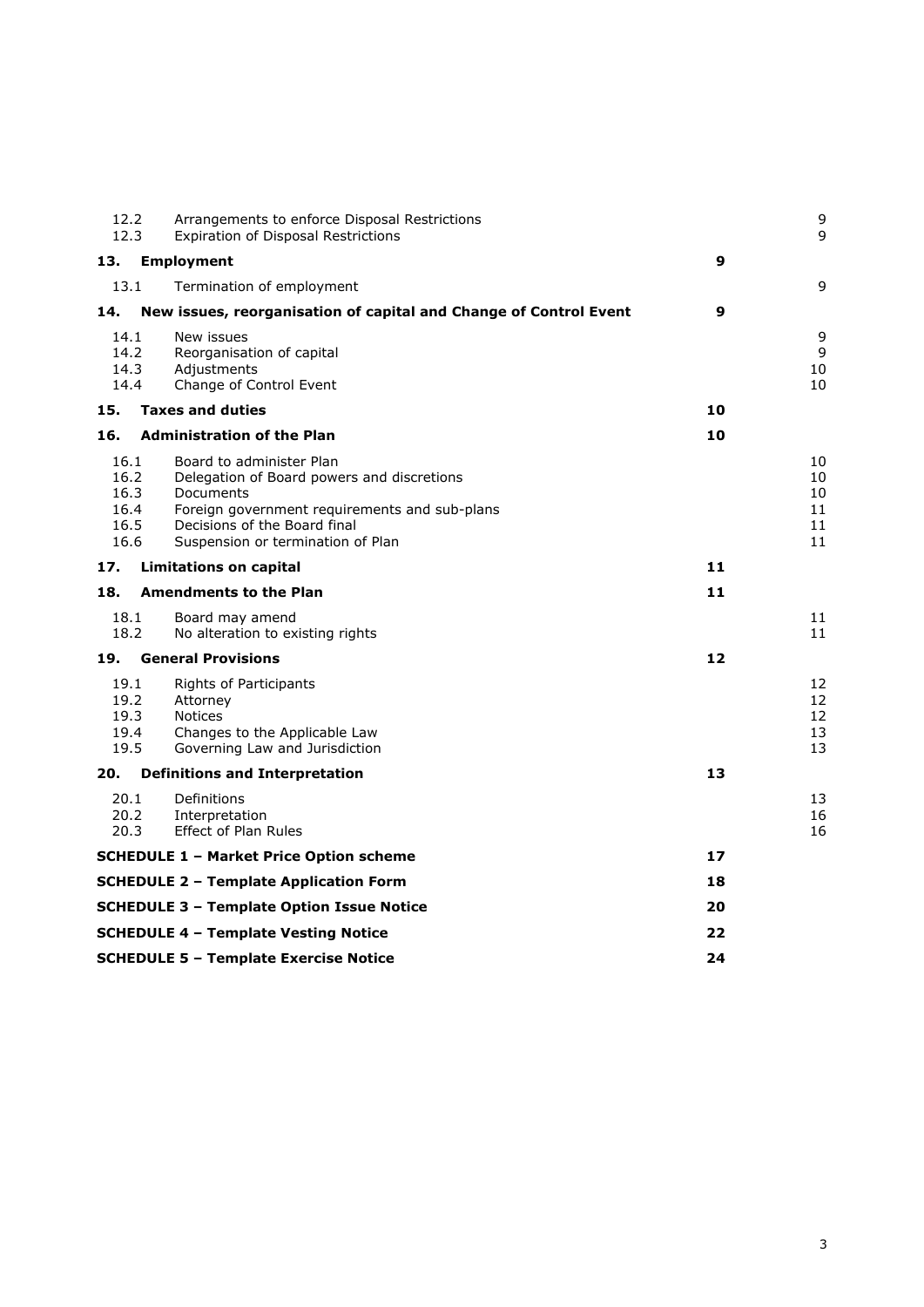| | | | |
|---|---|---|---|
| 12.2 | Arrangements to enforce Disposal Restrictions | | 9 |
| 12.3 | Expiration of Disposal Restrictions | | 9 |
| **13.** | **Employment** | **9** | |
| 13.1 | Termination of employment | | 9 |
| **14.** | **New issues, reorganisation of capital and Change of Control Event** | **9** | |
| 14.1 | New issues | | 9 |
| 14.2 | Reorganisation of capital | | 9 |
| 14.3 | Adjustments | | 10 |
| 14.4 | Change of Control Event | | 10 |
| **15.** | **Taxes and duties** | **10** | |
| **16.** | **Administration of the Plan** | **10** | |
| 16.1 | Board to administer Plan | | 10 |
| 16.2 | Delegation of Board powers and discretions | | 10 |
| 16.3 | Documents | | 10 |
| 16.4 | Foreign government requirements and sub-plans | | 11 |
| 16.5 | Decisions of the Board final | | 11 |
| 16.6 | Suspension or termination of Plan | | 11 |
| **17.** | **Limitations on capital** | **11** | |
| **18.** | **Amendments to the Plan** | **11** | |
| 18.1 | Board may amend | | 11 |
| 18.2 | No alteration to existing rights | | 11 |
| **19.** | **General Provisions** | **12** | |
| 19.1 | Rights of Participants | | 12 |
| 19.2 | Attorney | | 12 |
| 19.3 | Notices | | 12 |
| 19.4 | Changes to the Applicable Law | | 13 |
| 19.5 | Governing Law and Jurisdiction | | 13 |
| **20.** | **Definitions and Interpretation** | **13** | |
| 20.1 | Definitions | | 13 |
| 20.2 | Interpretation | | 16 |
| 20.3 | Effect of Plan Rules | | 16 |
| **SCHEDULE 1 – Market Price Option scheme** | | **17** | |
| **SCHEDULE 2 – Template Application Form** | | **18** | |
| **SCHEDULE 3 – Template Option Issue Notice** | | **20** | |
| **SCHEDULE 4 – Template Vesting Notice** | | **22** | |
| **SCHEDULE 5 – Template Exercise Notice** | | **24** | |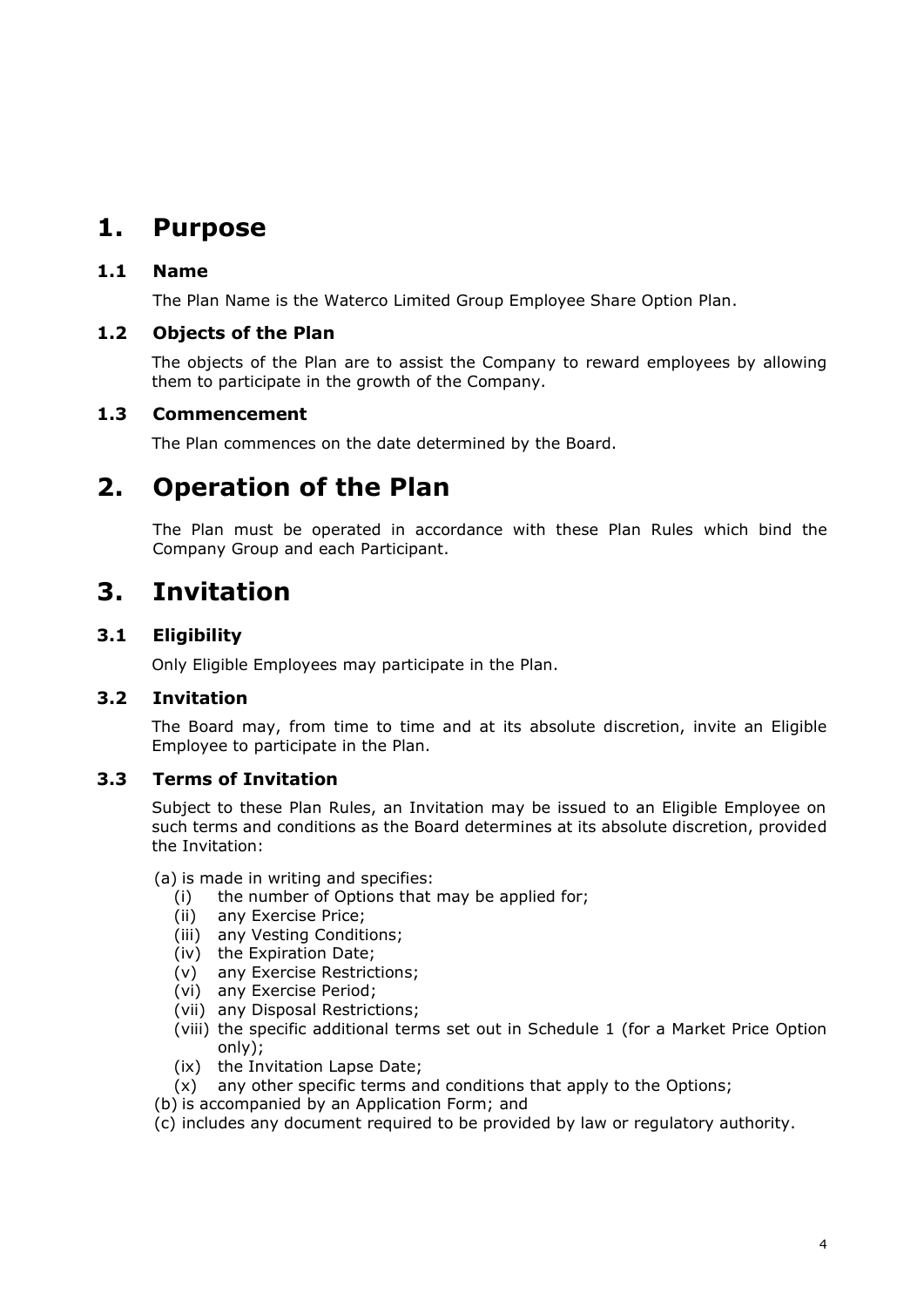# 1. Purpose

## 1.1 Name

The Plan Name is the Waterco Limited Group Employee Share Option Plan.

## 1.2 Objects of the Plan

The objects of the Plan are to assist the Company to reward employees by allowing them to participate in the growth of the Company.

## 1.3 Commencement

The Plan commences on the date determined by the Board.

# 2. Operation of the Plan

The Plan must be operated in accordance with these Plan Rules which bind the Company Group and each Participant.

# 3. Invitation

## 3.1 Eligibility

Only Eligible Employees may participate in the Plan.

## 3.2 Invitation

The Board may, from time to time and at its absolute discretion, invite an Eligible Employee to participate in the Plan.

## 3.3 Terms of Invitation

Subject to these Plan Rules, an Invitation may be issued to an Eligible Employee on such terms and conditions as the Board determines at its absolute discretion, provided the Invitation:

(a) is made in writing and specifies:
- (i) the number of Options that may be applied for;
- (ii) any Exercise Price;
- (iii) any Vesting Conditions;
- (iv) the Expiration Date;
- (v) any Exercise Restrictions;
- (vi) any Exercise Period;
- (vii) any Disposal Restrictions;
- (viii) the specific additional terms set out in Schedule 1 (for a Market Price Option only);
- (ix) the Invitation Lapse Date;
- (x) any other specific terms and conditions that apply to the Options;

(b) is accompanied by an Application Form; and

(c) includes any document required to be provided by law or regulatory authority.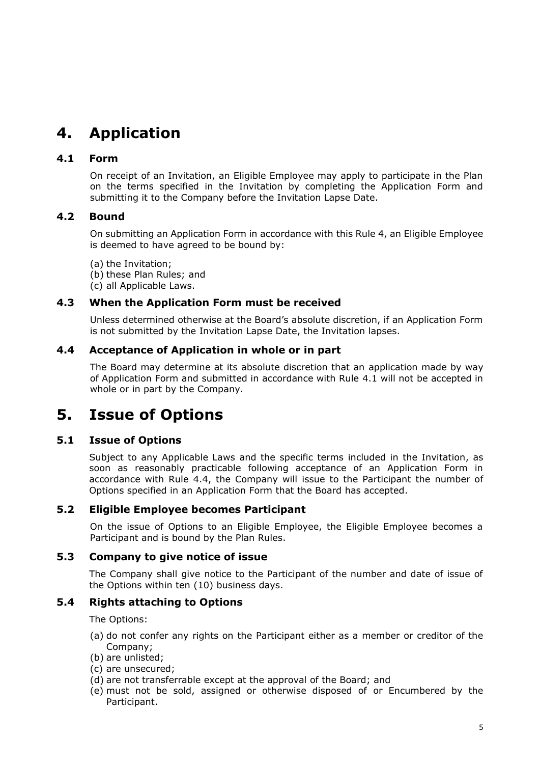# 4. Application

## 4.1 Form

On receipt of an Invitation, an Eligible Employee may apply to participate in the Plan on the terms specified in the Invitation by completing the Application Form and submitting it to the Company before the Invitation Lapse Date.

## 4.2 Bound

On submitting an Application Form in accordance with this Rule 4, an Eligible Employee is deemed to have agreed to be bound by:

(a) the Invitation;
(b) these Plan Rules; and
(c) all Applicable Laws.

## 4.3 When the Application Form must be received

Unless determined otherwise at the Board's absolute discretion, if an Application Form is not submitted by the Invitation Lapse Date, the Invitation lapses.

## 4.4 Acceptance of Application in whole or in part

The Board may determine at its absolute discretion that an application made by way of Application Form and submitted in accordance with Rule 4.1 will not be accepted in whole or in part by the Company.

# 5. Issue of Options

## 5.1 Issue of Options

Subject to any Applicable Laws and the specific terms included in the Invitation, as soon as reasonably practicable following acceptance of an Application Form in accordance with Rule 4.4, the Company will issue to the Participant the number of Options specified in an Application Form that the Board has accepted.

## 5.2 Eligible Employee becomes Participant

On the issue of Options to an Eligible Employee, the Eligible Employee becomes a Participant and is bound by the Plan Rules.

## 5.3 Company to give notice of issue

The Company shall give notice to the Participant of the number and date of issue of the Options within ten (10) business days.

## 5.4 Rights attaching to Options

The Options:

(a) do not confer any rights on the Participant either as a member or creditor of the Company;
(b) are unlisted;
(c) are unsecured;
(d) are not transferrable except at the approval of the Board; and
(e) must not be sold, assigned or otherwise disposed of or Encumbered by the Participant.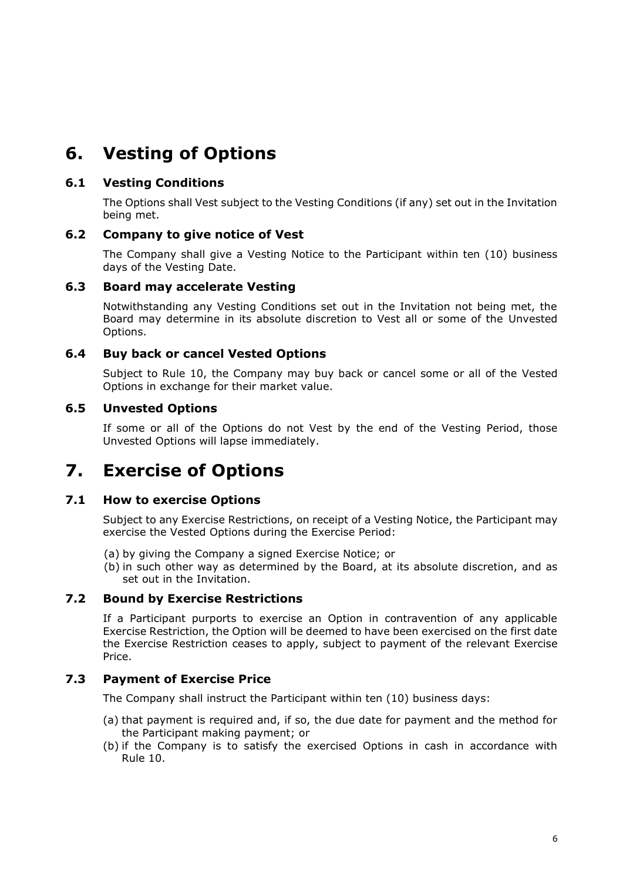# 6. Vesting of Options

## 6.1 Vesting Conditions

The Options shall Vest subject to the Vesting Conditions (if any) set out in the Invitation being met.

## 6.2 Company to give notice of Vest

The Company shall give a Vesting Notice to the Participant within ten (10) business days of the Vesting Date.

## 6.3 Board may accelerate Vesting

Notwithstanding any Vesting Conditions set out in the Invitation not being met, the Board may determine in its absolute discretion to Vest all or some of the Unvested Options.

## 6.4 Buy back or cancel Vested Options

Subject to Rule 10, the Company may buy back or cancel some or all of the Vested Options in exchange for their market value.

## 6.5 Unvested Options

If some or all of the Options do not Vest by the end of the Vesting Period, those Unvested Options will lapse immediately.

# 7. Exercise of Options

## 7.1 How to exercise Options

Subject to any Exercise Restrictions, on receipt of a Vesting Notice, the Participant may exercise the Vested Options during the Exercise Period:

(a) by giving the Company a signed Exercise Notice; or
(b) in such other way as determined by the Board, at its absolute discretion, and as set out in the Invitation.

## 7.2 Bound by Exercise Restrictions

If a Participant purports to exercise an Option in contravention of any applicable Exercise Restriction, the Option will be deemed to have been exercised on the first date the Exercise Restriction ceases to apply, subject to payment of the relevant Exercise Price.

## 7.3 Payment of Exercise Price

The Company shall instruct the Participant within ten (10) business days:

(a) that payment is required and, if so, the due date for payment and the method for the Participant making payment; or
(b) if the Company is to satisfy the exercised Options in cash in accordance with Rule 10.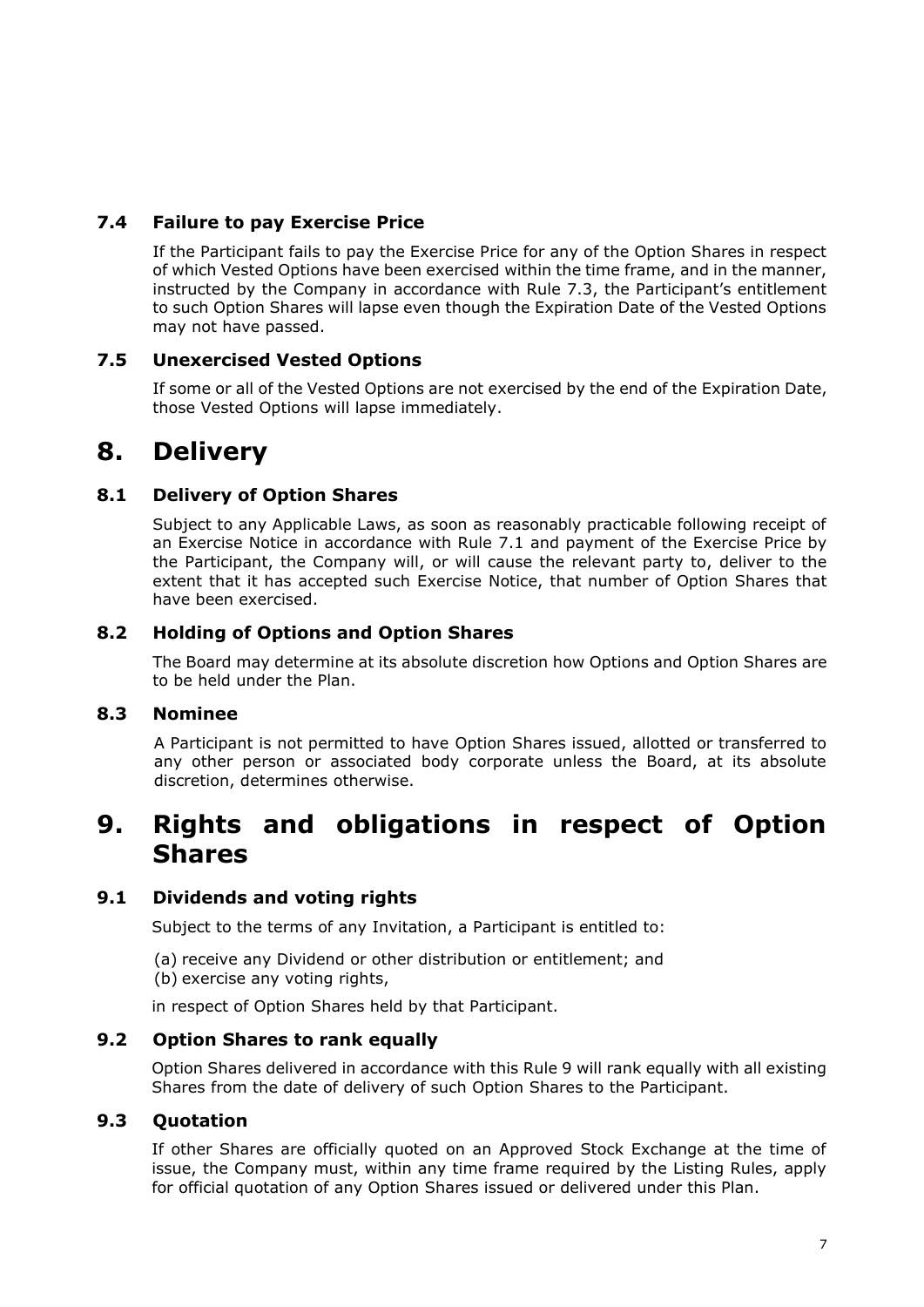### 7.4 Failure to pay Exercise Price

If the Participant fails to pay the Exercise Price for any of the Option Shares in respect of which Vested Options have been exercised within the time frame, and in the manner, instructed by the Company in accordance with Rule 7.3, the Participant's entitlement to such Option Shares will lapse even though the Expiration Date of the Vested Options may not have passed.

### 7.5 Unexercised Vested Options

If some or all of the Vested Options are not exercised by the end of the Expiration Date, those Vested Options will lapse immediately.

## 8. Delivery

### 8.1 Delivery of Option Shares

Subject to any Applicable Laws, as soon as reasonably practicable following receipt of an Exercise Notice in accordance with Rule 7.1 and payment of the Exercise Price by the Participant, the Company will, or will cause the relevant party to, deliver to the extent that it has accepted such Exercise Notice, that number of Option Shares that have been exercised.

### 8.2 Holding of Options and Option Shares

The Board may determine at its absolute discretion how Options and Option Shares are to be held under the Plan.

### 8.3 Nominee

A Participant is not permitted to have Option Shares issued, allotted or transferred to any other person or associated body corporate unless the Board, at its absolute discretion, determines otherwise.

## 9. Rights and obligations in respect of Option Shares

### 9.1 Dividends and voting rights

Subject to the terms of any Invitation, a Participant is entitled to:

(a) receive any Dividend or other distribution or entitlement; and
(b) exercise any voting rights,

in respect of Option Shares held by that Participant.

### 9.2 Option Shares to rank equally

Option Shares delivered in accordance with this Rule 9 will rank equally with all existing Shares from the date of delivery of such Option Shares to the Participant.

### 9.3 Quotation

If other Shares are officially quoted on an Approved Stock Exchange at the time of issue, the Company must, within any time frame required by the Listing Rules, apply for official quotation of any Option Shares issued or delivered under this Plan.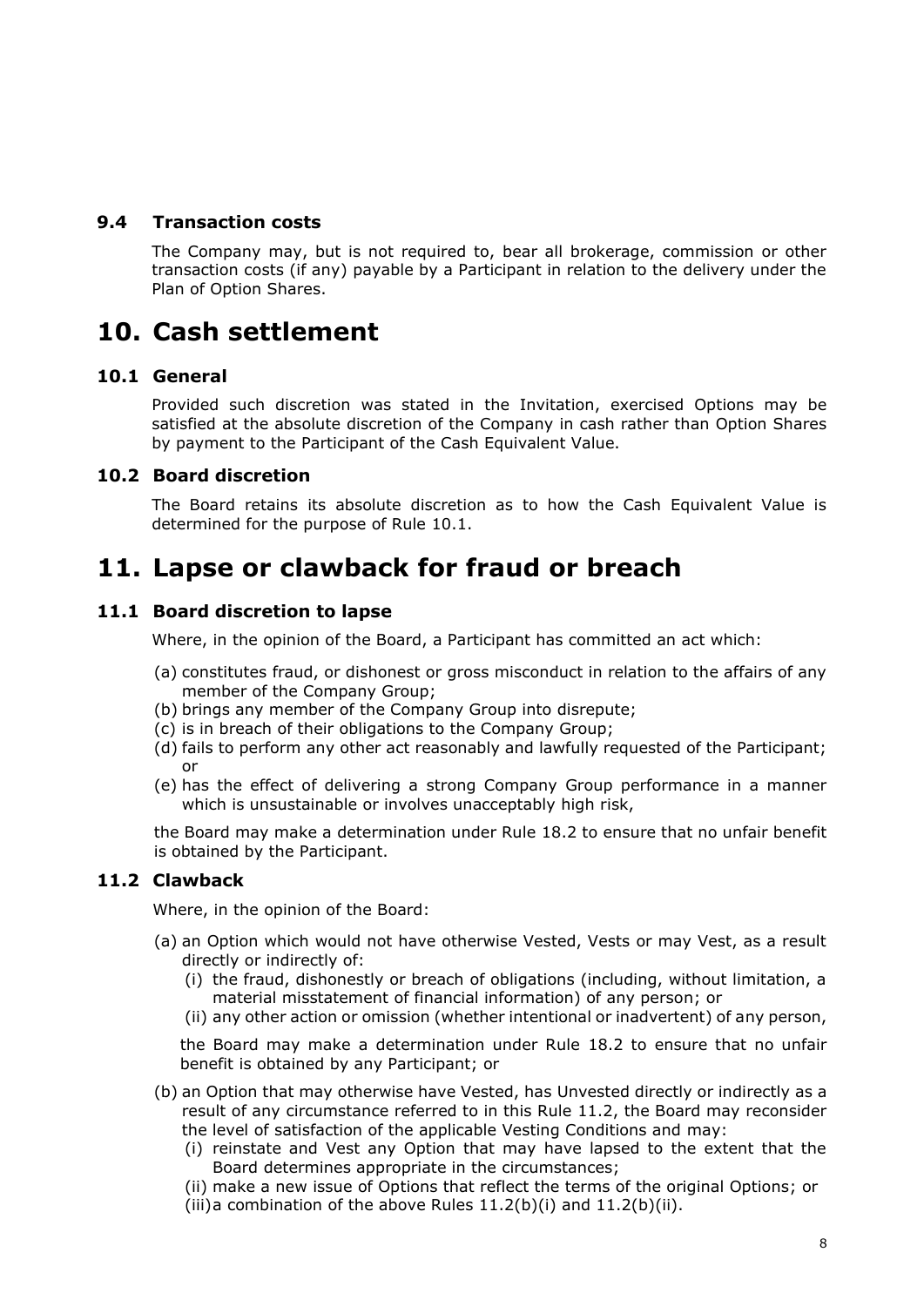### 9.4 Transaction costs

The Company may, but is not required to, bear all brokerage, commission or other transaction costs (if any) payable by a Participant in relation to the delivery under the Plan of Option Shares.

# 10. Cash settlement

### 10.1 General

Provided such discretion was stated in the Invitation, exercised Options may be satisfied at the absolute discretion of the Company in cash rather than Option Shares by payment to the Participant of the Cash Equivalent Value.

### 10.2 Board discretion

The Board retains its absolute discretion as to how the Cash Equivalent Value is determined for the purpose of Rule 10.1.

# 11. Lapse or clawback for fraud or breach

### 11.1 Board discretion to lapse

Where, in the opinion of the Board, a Participant has committed an act which:

(a) constitutes fraud, or dishonest or gross misconduct in relation to the affairs of any member of the Company Group;
(b) brings any member of the Company Group into disrepute;
(c) is in breach of their obligations to the Company Group;
(d) fails to perform any other act reasonably and lawfully requested of the Participant; or
(e) has the effect of delivering a strong Company Group performance in a manner which is unsustainable or involves unacceptably high risk,

the Board may make a determination under Rule 18.2 to ensure that no unfair benefit is obtained by the Participant.

### 11.2 Clawback

Where, in the opinion of the Board:

(a) an Option which would not have otherwise Vested, Vests or may Vest, as a result directly or indirectly of:
  (i) the fraud, dishonestly or breach of obligations (including, without limitation, a material misstatement of financial information) of any person; or
  (ii) any other action or omission (whether intentional or inadvertent) of any person,

  the Board may make a determination under Rule 18.2 to ensure that no unfair benefit is obtained by any Participant; or

(b) an Option that may otherwise have Vested, has Unvested directly or indirectly as a result of any circumstance referred to in this Rule 11.2, the Board may reconsider the level of satisfaction of the applicable Vesting Conditions and may:
  (i) reinstate and Vest any Option that may have lapsed to the extent that the Board determines appropriate in the circumstances;
  (ii) make a new issue of Options that reflect the terms of the original Options; or
  (iii) a combination of the above Rules 11.2(b)(i) and 11.2(b)(ii).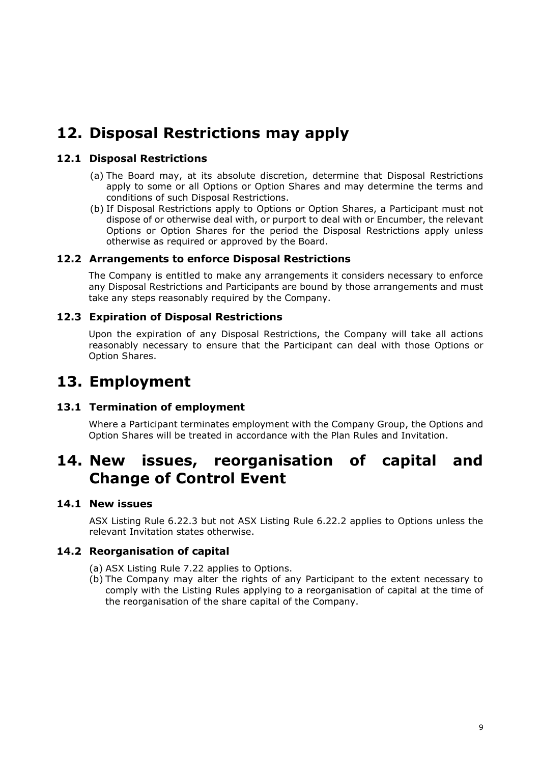# 12. Disposal Restrictions may apply

## 12.1 Disposal Restrictions

(a) The Board may, at its absolute discretion, determine that Disposal Restrictions apply to some or all Options or Option Shares and may determine the terms and conditions of such Disposal Restrictions.

(b) If Disposal Restrictions apply to Options or Option Shares, a Participant must not dispose of or otherwise deal with, or purport to deal with or Encumber, the relevant Options or Option Shares for the period the Disposal Restrictions apply unless otherwise as required or approved by the Board.

## 12.2 Arrangements to enforce Disposal Restrictions

The Company is entitled to make any arrangements it considers necessary to enforce any Disposal Restrictions and Participants are bound by those arrangements and must take any steps reasonably required by the Company.

## 12.3 Expiration of Disposal Restrictions

Upon the expiration of any Disposal Restrictions, the Company will take all actions reasonably necessary to ensure that the Participant can deal with those Options or Option Shares.

# 13. Employment

## 13.1 Termination of employment

Where a Participant terminates employment with the Company Group, the Options and Option Shares will be treated in accordance with the Plan Rules and Invitation.

# 14. New issues, reorganisation of capital and Change of Control Event

## 14.1 New issues

ASX Listing Rule 6.22.3 but not ASX Listing Rule 6.22.2 applies to Options unless the relevant Invitation states otherwise.

## 14.2 Reorganisation of capital

(a) ASX Listing Rule 7.22 applies to Options.

(b) The Company may alter the rights of any Participant to the extent necessary to comply with the Listing Rules applying to a reorganisation of capital at the time of the reorganisation of the share capital of the Company.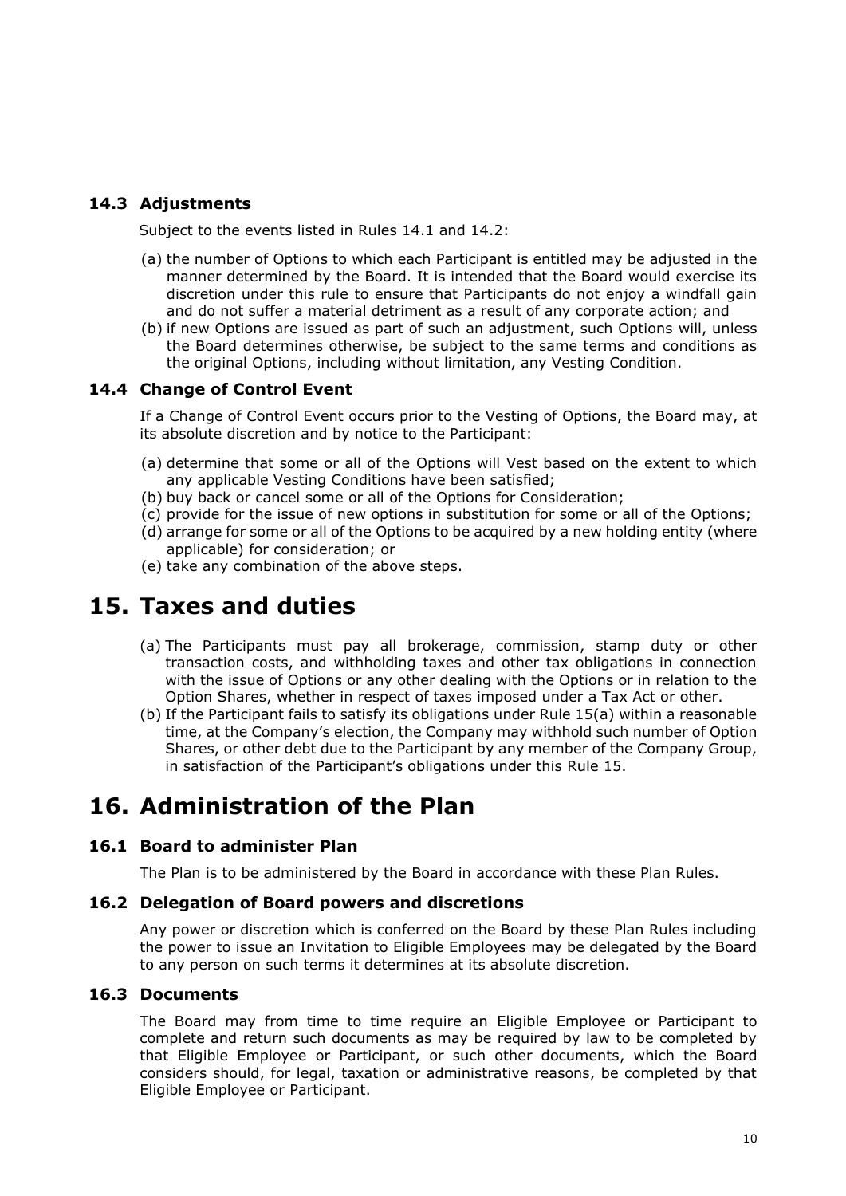### 14.3 Adjustments

Subject to the events listed in Rules 14.1 and 14.2:

(a) the number of Options to which each Participant is entitled may be adjusted in the manner determined by the Board. It is intended that the Board would exercise its discretion under this rule to ensure that Participants do not enjoy a windfall gain and do not suffer a material detriment as a result of any corporate action; and

(b) if new Options are issued as part of such an adjustment, such Options will, unless the Board determines otherwise, be subject to the same terms and conditions as the original Options, including without limitation, any Vesting Condition.

### 14.4 Change of Control Event

If a Change of Control Event occurs prior to the Vesting of Options, the Board may, at its absolute discretion and by notice to the Participant:

(a) determine that some or all of the Options will Vest based on the extent to which any applicable Vesting Conditions have been satisfied;

(b) buy back or cancel some or all of the Options for Consideration;

(c) provide for the issue of new options in substitution for some or all of the Options;

(d) arrange for some or all of the Options to be acquired by a new holding entity (where applicable) for consideration; or

(e) take any combination of the above steps.

# 15. Taxes and duties

(a) The Participants must pay all brokerage, commission, stamp duty or other transaction costs, and withholding taxes and other tax obligations in connection with the issue of Options or any other dealing with the Options or in relation to the Option Shares, whether in respect of taxes imposed under a Tax Act or other.

(b) If the Participant fails to satisfy its obligations under Rule 15(a) within a reasonable time, at the Company's election, the Company may withhold such number of Option Shares, or other debt due to the Participant by any member of the Company Group, in satisfaction of the Participant's obligations under this Rule 15.

# 16. Administration of the Plan

### 16.1 Board to administer Plan

The Plan is to be administered by the Board in accordance with these Plan Rules.

### 16.2 Delegation of Board powers and discretions

Any power or discretion which is conferred on the Board by these Plan Rules including the power to issue an Invitation to Eligible Employees may be delegated by the Board to any person on such terms it determines at its absolute discretion.

### 16.3 Documents

The Board may from time to time require an Eligible Employee or Participant to complete and return such documents as may be required by law to be completed by that Eligible Employee or Participant, or such other documents, which the Board considers should, for legal, taxation or administrative reasons, be completed by that Eligible Employee or Participant.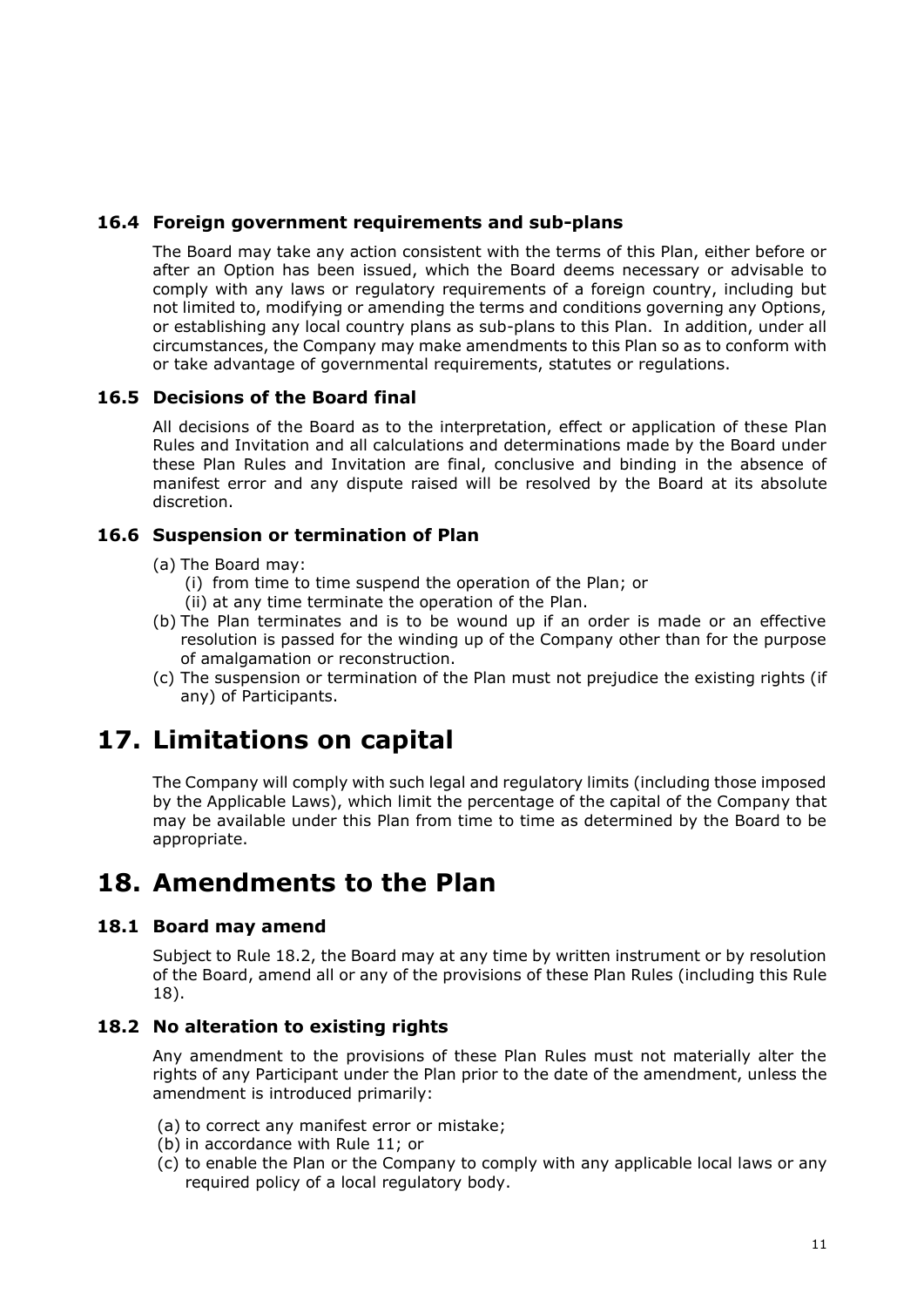### 16.4 Foreign government requirements and sub-plans

The Board may take any action consistent with the terms of this Plan, either before or after an Option has been issued, which the Board deems necessary or advisable to comply with any laws or regulatory requirements of a foreign country, including but not limited to, modifying or amending the terms and conditions governing any Options, or establishing any local country plans as sub-plans to this Plan. In addition, under all circumstances, the Company may make amendments to this Plan so as to conform with or take advantage of governmental requirements, statutes or regulations.

### 16.5 Decisions of the Board final

All decisions of the Board as to the interpretation, effect or application of these Plan Rules and Invitation and all calculations and determinations made by the Board under these Plan Rules and Invitation are final, conclusive and binding in the absence of manifest error and any dispute raised will be resolved by the Board at its absolute discretion.

### 16.6 Suspension or termination of Plan

(a) The Board may:
   (i) from time to time suspend the operation of the Plan; or
   (ii) at any time terminate the operation of the Plan.

(b) The Plan terminates and is to be wound up if an order is made or an effective resolution is passed for the winding up of the Company other than for the purpose of amalgamation or reconstruction.

(c) The suspension or termination of the Plan must not prejudice the existing rights (if any) of Participants.

# 17. Limitations on capital

The Company will comply with such legal and regulatory limits (including those imposed by the Applicable Laws), which limit the percentage of the capital of the Company that may be available under this Plan from time to time as determined by the Board to be appropriate.

# 18. Amendments to the Plan

### 18.1 Board may amend

Subject to Rule 18.2, the Board may at any time by written instrument or by resolution of the Board, amend all or any of the provisions of these Plan Rules (including this Rule 18).

### 18.2 No alteration to existing rights

Any amendment to the provisions of these Plan Rules must not materially alter the rights of any Participant under the Plan prior to the date of the amendment, unless the amendment is introduced primarily:

(a) to correct any manifest error or mistake;

(b) in accordance with Rule 11; or

(c) to enable the Plan or the Company to comply with any applicable local laws or any required policy of a local regulatory body.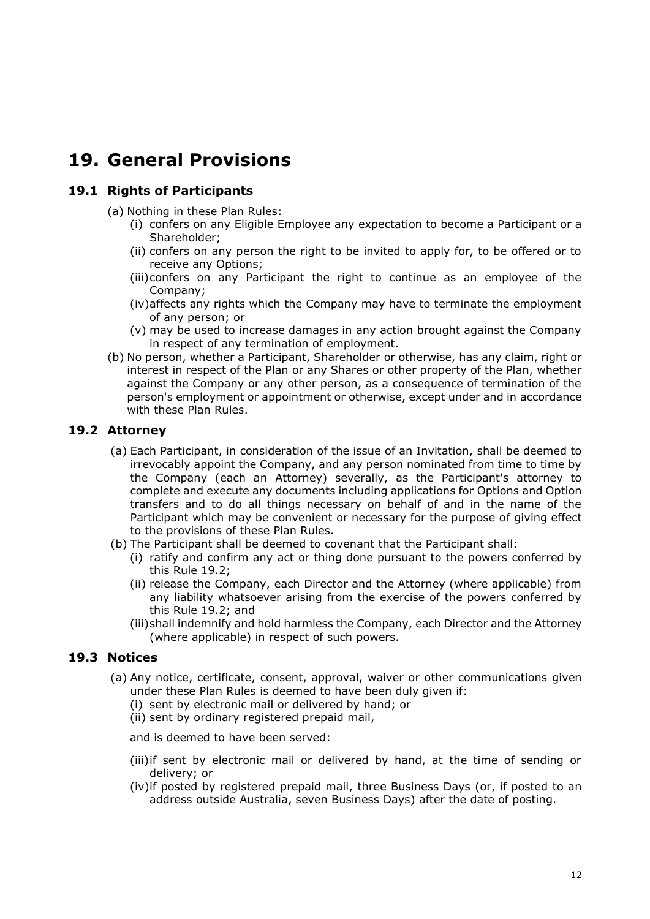# 19. General Provisions

## 19.1 Rights of Participants

(a) Nothing in these Plan Rules:

   (i) confers on any Eligible Employee any expectation to become a Participant or a Shareholder;

   (ii) confers on any person the right to be invited to apply for, to be offered or to receive any Options;

   (iii) confers on any Participant the right to continue as an employee of the Company;

   (iv) affects any rights which the Company may have to terminate the employment of any person; or

   (v) may be used to increase damages in any action brought against the Company in respect of any termination of employment.

(b) No person, whether a Participant, Shareholder or otherwise, has any claim, right or interest in respect of the Plan or any Shares or other property of the Plan, whether against the Company or any other person, as a consequence of termination of the person's employment or appointment or otherwise, except under and in accordance with these Plan Rules.

## 19.2 Attorney

(a) Each Participant, in consideration of the issue of an Invitation, shall be deemed to irrevocably appoint the Company, and any person nominated from time to time by the Company (each an Attorney) severally, as the Participant's attorney to complete and execute any documents including applications for Options and Option transfers and to do all things necessary on behalf of and in the name of the Participant which may be convenient or necessary for the purpose of giving effect to the provisions of these Plan Rules.

(b) The Participant shall be deemed to covenant that the Participant shall:

   (i) ratify and confirm any act or thing done pursuant to the powers conferred by this Rule 19.2;

   (ii) release the Company, each Director and the Attorney (where applicable) from any liability whatsoever arising from the exercise of the powers conferred by this Rule 19.2; and

   (iii) shall indemnify and hold harmless the Company, each Director and the Attorney (where applicable) in respect of such powers.

## 19.3 Notices

(a) Any notice, certificate, consent, approval, waiver or other communications given under these Plan Rules is deemed to have been duly given if:

   (i) sent by electronic mail or delivered by hand; or

   (ii) sent by ordinary registered prepaid mail,

   and is deemed to have been served:

   (iii) if sent by electronic mail or delivered by hand, at the time of sending or delivery; or

   (iv) if posted by registered prepaid mail, three Business Days (or, if posted to an address outside Australia, seven Business Days) after the date of posting.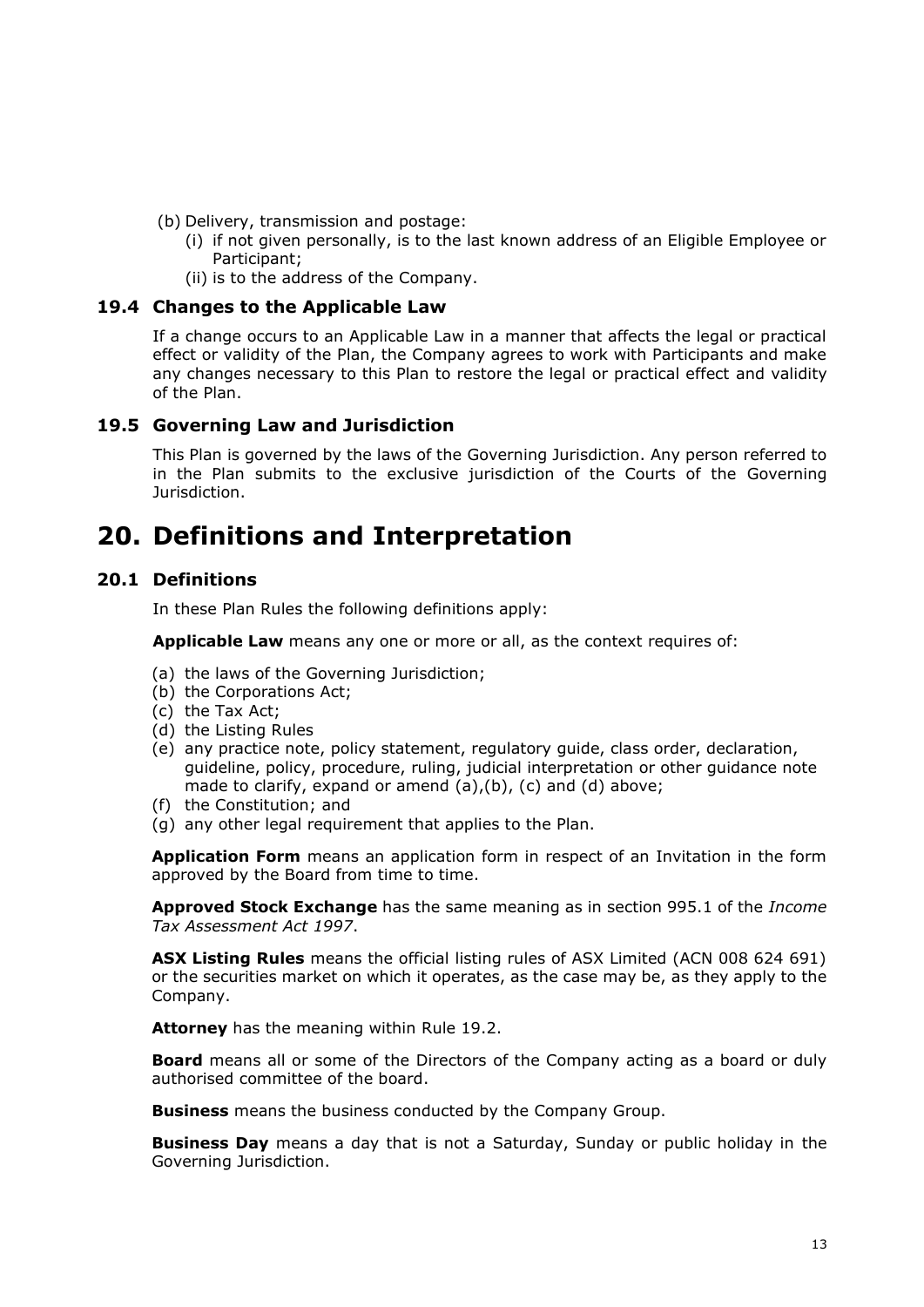(b) Delivery, transmission and postage:
   (i) if not given personally, is to the last known address of an Eligible Employee or Participant;
   (ii) is to the address of the Company.

### 19.4 Changes to the Applicable Law

If a change occurs to an Applicable Law in a manner that affects the legal or practical effect or validity of the Plan, the Company agrees to work with Participants and make any changes necessary to this Plan to restore the legal or practical effect and validity of the Plan.

### 19.5 Governing Law and Jurisdiction

This Plan is governed by the laws of the Governing Jurisdiction. Any person referred to in the Plan submits to the exclusive jurisdiction of the Courts of the Governing Jurisdiction.

# 20. Definitions and Interpretation

### 20.1 Definitions

In these Plan Rules the following definitions apply:

**Applicable Law** means any one or more or all, as the context requires of:

(a) the laws of the Governing Jurisdiction;
(b) the Corporations Act;
(c) the Tax Act;
(d) the Listing Rules
(e) any practice note, policy statement, regulatory guide, class order, declaration, guideline, policy, procedure, ruling, judicial interpretation or other guidance note made to clarify, expand or amend (a),(b), (c) and (d) above;
(f) the Constitution; and
(g) any other legal requirement that applies to the Plan.

**Application Form** means an application form in respect of an Invitation in the form approved by the Board from time to time.

**Approved Stock Exchange** has the same meaning as in section 995.1 of the *Income Tax Assessment Act 1997*.

**ASX Listing Rules** means the official listing rules of ASX Limited (ACN 008 624 691) or the securities market on which it operates, as the case may be, as they apply to the Company.

**Attorney** has the meaning within Rule 19.2.

**Board** means all or some of the Directors of the Company acting as a board or duly authorised committee of the board.

**Business** means the business conducted by the Company Group.

**Business Day** means a day that is not a Saturday, Sunday or public holiday in the Governing Jurisdiction.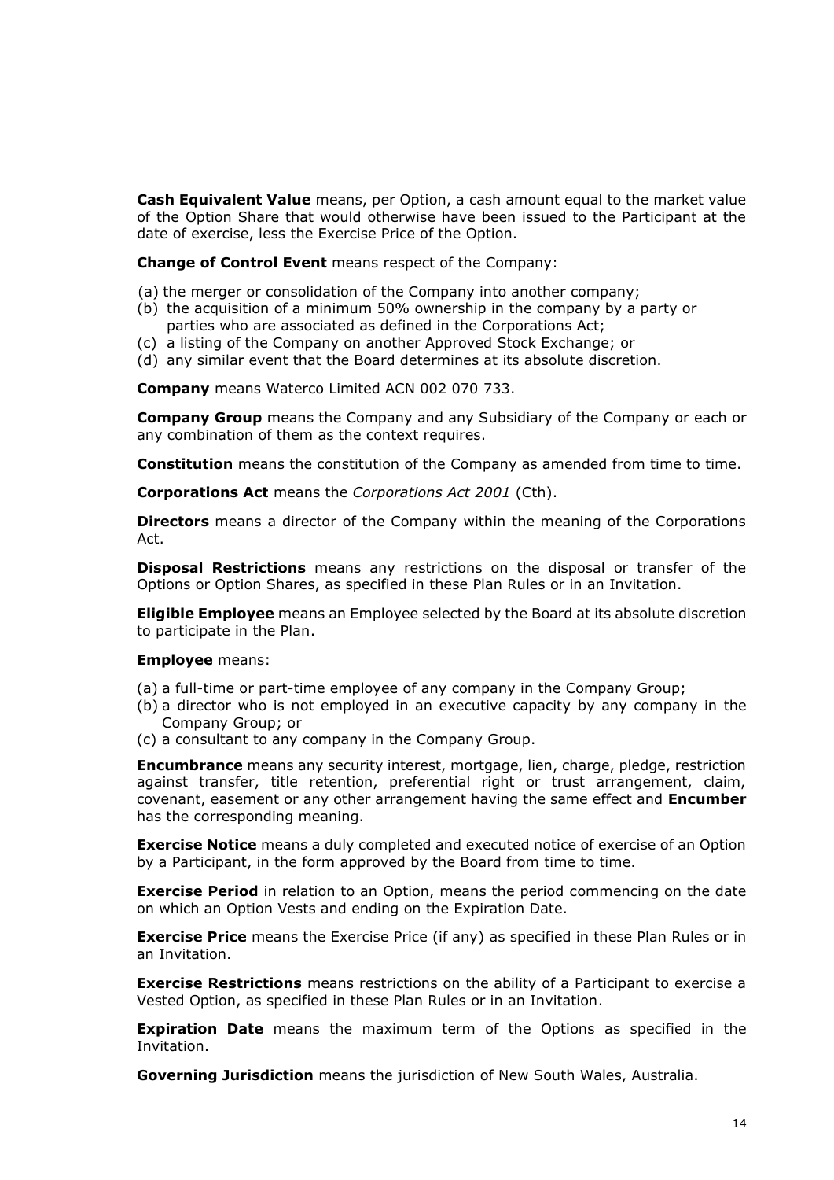**Cash Equivalent Value** means, per Option, a cash amount equal to the market value of the Option Share that would otherwise have been issued to the Participant at the date of exercise, less the Exercise Price of the Option.

**Change of Control Event** means respect of the Company:

(a) the merger or consolidation of the Company into another company;
(b) the acquisition of a minimum 50% ownership in the company by a party or parties who are associated as defined in the Corporations Act;
(c) a listing of the Company on another Approved Stock Exchange; or
(d) any similar event that the Board determines at its absolute discretion.

**Company** means Waterco Limited ACN 002 070 733.

**Company Group** means the Company and any Subsidiary of the Company or each or any combination of them as the context requires.

**Constitution** means the constitution of the Company as amended from time to time.

**Corporations Act** means the *Corporations Act 2001* (Cth).

**Directors** means a director of the Company within the meaning of the Corporations Act.

**Disposal Restrictions** means any restrictions on the disposal or transfer of the Options or Option Shares, as specified in these Plan Rules or in an Invitation.

**Eligible Employee** means an Employee selected by the Board at its absolute discretion to participate in the Plan.

**Employee** means:

(a) a full-time or part-time employee of any company in the Company Group;
(b) a director who is not employed in an executive capacity by any company in the Company Group; or
(c) a consultant to any company in the Company Group.

**Encumbrance** means any security interest, mortgage, lien, charge, pledge, restriction against transfer, title retention, preferential right or trust arrangement, claim, covenant, easement or any other arrangement having the same effect and **Encumber** has the corresponding meaning.

**Exercise Notice** means a duly completed and executed notice of exercise of an Option by a Participant, in the form approved by the Board from time to time.

**Exercise Period** in relation to an Option, means the period commencing on the date on which an Option Vests and ending on the Expiration Date.

**Exercise Price** means the Exercise Price (if any) as specified in these Plan Rules or in an Invitation.

**Exercise Restrictions** means restrictions on the ability of a Participant to exercise a Vested Option, as specified in these Plan Rules or in an Invitation.

**Expiration Date** means the maximum term of the Options as specified in the Invitation.

**Governing Jurisdiction** means the jurisdiction of New South Wales, Australia.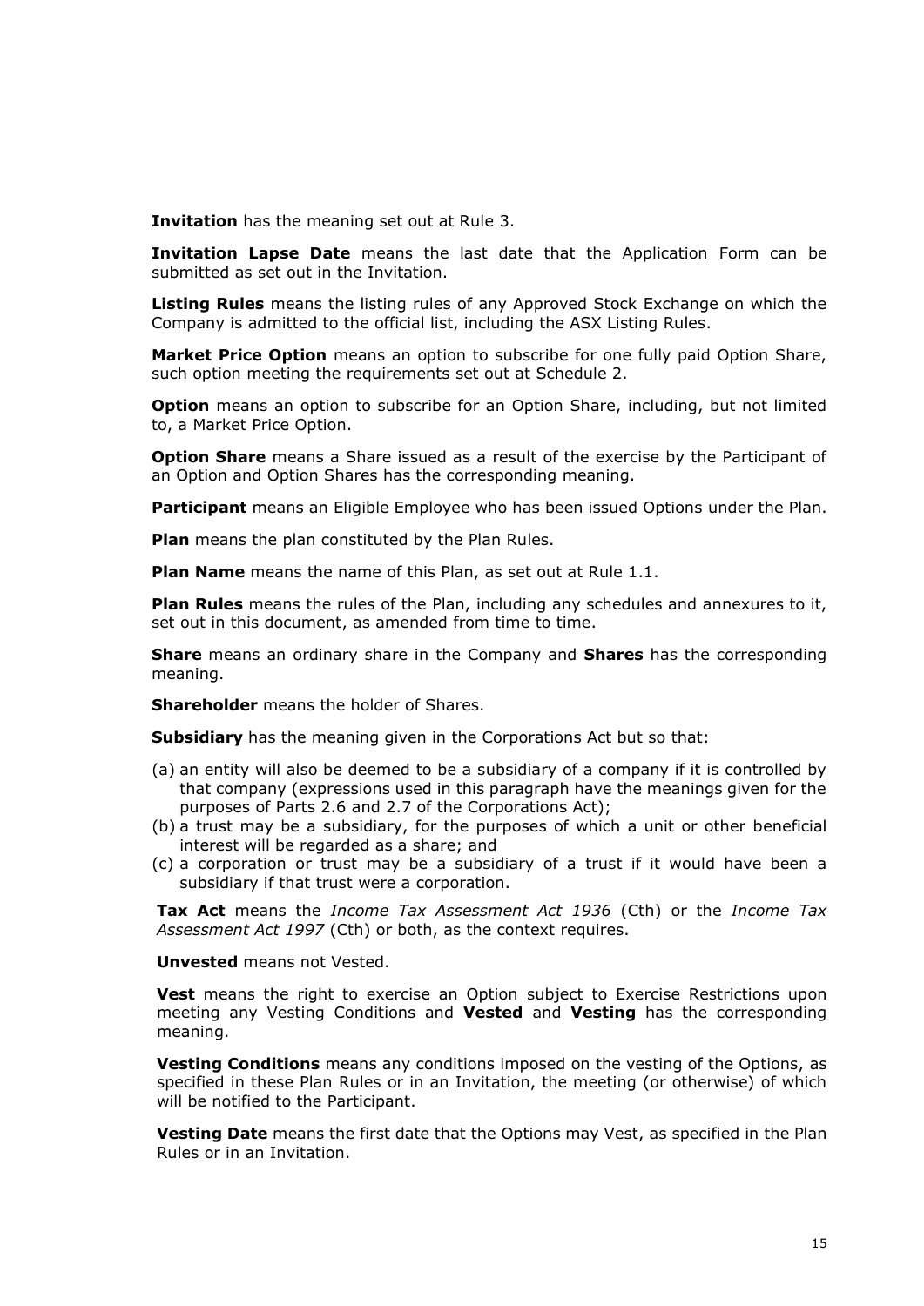**Invitation** has the meaning set out at Rule 3.

**Invitation Lapse Date** means the last date that the Application Form can be submitted as set out in the Invitation.

**Listing Rules** means the listing rules of any Approved Stock Exchange on which the Company is admitted to the official list, including the ASX Listing Rules.

**Market Price Option** means an option to subscribe for one fully paid Option Share, such option meeting the requirements set out at Schedule 2.

**Option** means an option to subscribe for an Option Share, including, but not limited to, a Market Price Option.

**Option Share** means a Share issued as a result of the exercise by the Participant of an Option and Option Shares has the corresponding meaning.

**Participant** means an Eligible Employee who has been issued Options under the Plan.

**Plan** means the plan constituted by the Plan Rules.

**Plan Name** means the name of this Plan, as set out at Rule 1.1.

**Plan Rules** means the rules of the Plan, including any schedules and annexures to it, set out in this document, as amended from time to time.

**Share** means an ordinary share in the Company and **Shares** has the corresponding meaning.

**Shareholder** means the holder of Shares.

**Subsidiary** has the meaning given in the Corporations Act but so that:

(a) an entity will also be deemed to be a subsidiary of a company if it is controlled by that company (expressions used in this paragraph have the meanings given for the purposes of Parts 2.6 and 2.7 of the Corporations Act);
(b) a trust may be a subsidiary, for the purposes of which a unit or other beneficial interest will be regarded as a share; and
(c) a corporation or trust may be a subsidiary of a trust if it would have been a subsidiary if that trust were a corporation.

**Tax Act** means the *Income Tax Assessment Act 1936* (Cth) or the *Income Tax Assessment Act 1997* (Cth) or both, as the context requires.

**Unvested** means not Vested.

**Vest** means the right to exercise an Option subject to Exercise Restrictions upon meeting any Vesting Conditions and **Vested** and **Vesting** has the corresponding meaning.

**Vesting Conditions** means any conditions imposed on the vesting of the Options, as specified in these Plan Rules or in an Invitation, the meeting (or otherwise) of which will be notified to the Participant.

**Vesting Date** means the first date that the Options may Vest, as specified in the Plan Rules or in an Invitation.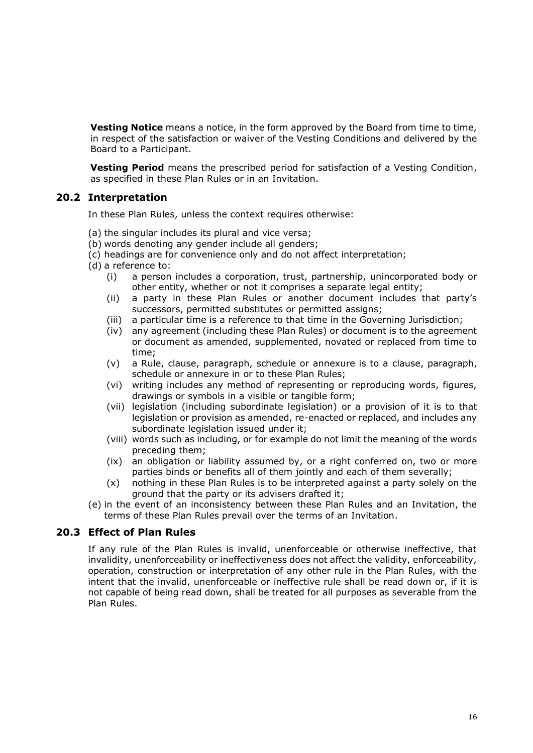**Vesting Notice** means a notice, in the form approved by the Board from time to time, in respect of the satisfaction or waiver of the Vesting Conditions and delivered by the Board to a Participant.

**Vesting Period** means the prescribed period for satisfaction of a Vesting Condition, as specified in these Plan Rules or in an Invitation.

## 20.2 Interpretation

In these Plan Rules, unless the context requires otherwise:

(a) the singular includes its plural and vice versa;
(b) words denoting any gender include all genders;
(c) headings are for convenience only and do not affect interpretation;
(d) a reference to:
  - (i) a person includes a corporation, trust, partnership, unincorporated body or other entity, whether or not it comprises a separate legal entity;
  - (ii) a party in these Plan Rules or another document includes that party's successors, permitted substitutes or permitted assigns;
  - (iii) a particular time is a reference to that time in the Governing Jurisdiction;
  - (iv) any agreement (including these Plan Rules) or document is to the agreement or document as amended, supplemented, novated or replaced from time to time;
  - (v) a Rule, clause, paragraph, schedule or annexure is to a clause, paragraph, schedule or annexure in or to these Plan Rules;
  - (vi) writing includes any method of representing or reproducing words, figures, drawings or symbols in a visible or tangible form;
  - (vii) legislation (including subordinate legislation) or a provision of it is to that legislation or provision as amended, re-enacted or replaced, and includes any subordinate legislation issued under it;
  - (viii) words such as including, or for example do not limit the meaning of the words preceding them;
  - (ix) an obligation or liability assumed by, or a right conferred on, two or more parties binds or benefits all of them jointly and each of them severally;
  - (x) nothing in these Plan Rules is to be interpreted against a party solely on the ground that the party or its advisers drafted it;

(e) in the event of an inconsistency between these Plan Rules and an Invitation, the terms of these Plan Rules prevail over the terms of an Invitation.

## 20.3 Effect of Plan Rules

If any rule of the Plan Rules is invalid, unenforceable or otherwise ineffective, that invalidity, unenforceability or ineffectiveness does not affect the validity, enforceability, operation, construction or interpretation of any other rule in the Plan Rules, with the intent that the invalid, unenforceable or ineffective rule shall be read down or, if it is not capable of being read down, shall be treated for all purposes as severable from the Plan Rules.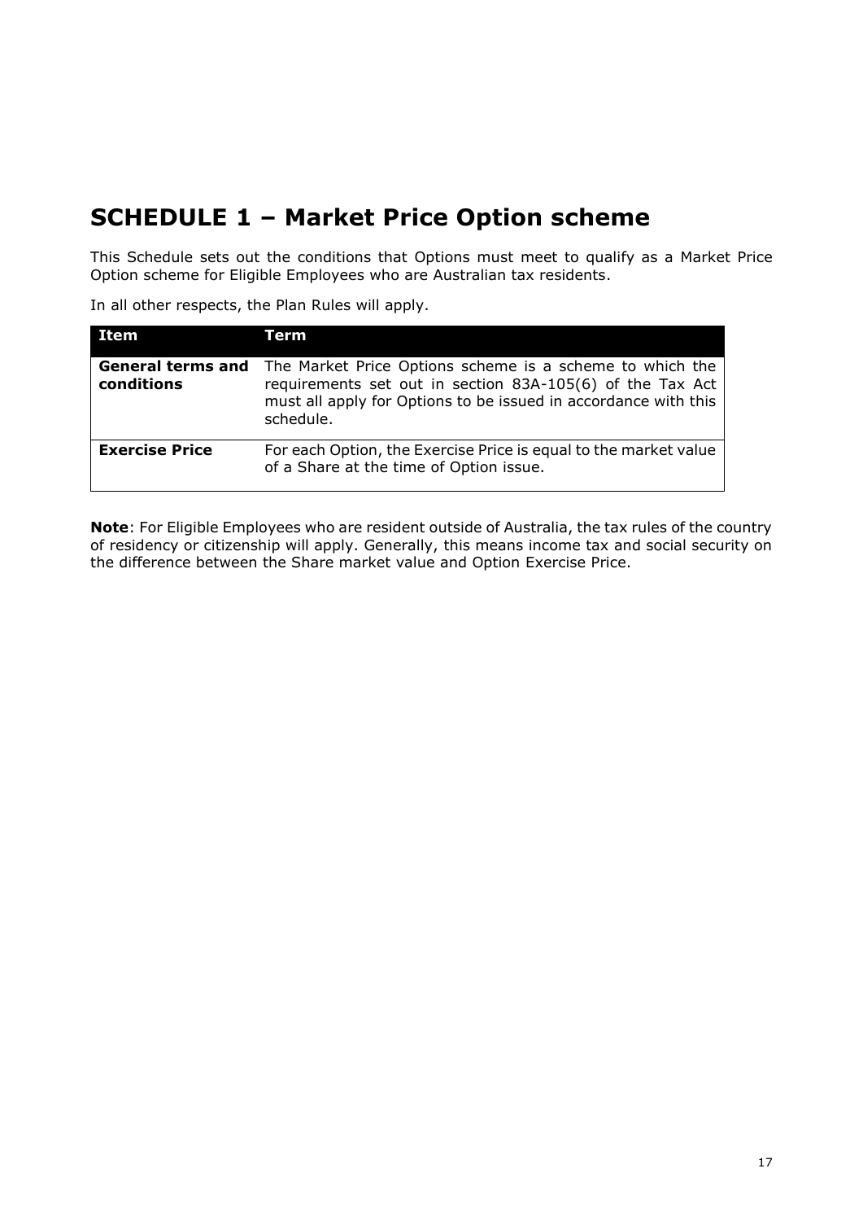# SCHEDULE 1 – Market Price Option scheme

This Schedule sets out the conditions that Options must meet to qualify as a Market Price Option scheme for Eligible Employees who are Australian tax residents.

In all other respects, the Plan Rules will apply.

| Item | Term |
|---|---|
| **General terms and conditions** | The Market Price Options scheme is a scheme to which the requirements set out in section 83A-105(6) of the Tax Act must all apply for Options to be issued in accordance with this schedule. |
| **Exercise Price** | For each Option, the Exercise Price is equal to the market value of a Share at the time of Option issue. |

**Note**: For Eligible Employees who are resident outside of Australia, the tax rules of the country of residency or citizenship will apply. Generally, this means income tax and social security on the difference between the Share market value and Option Exercise Price.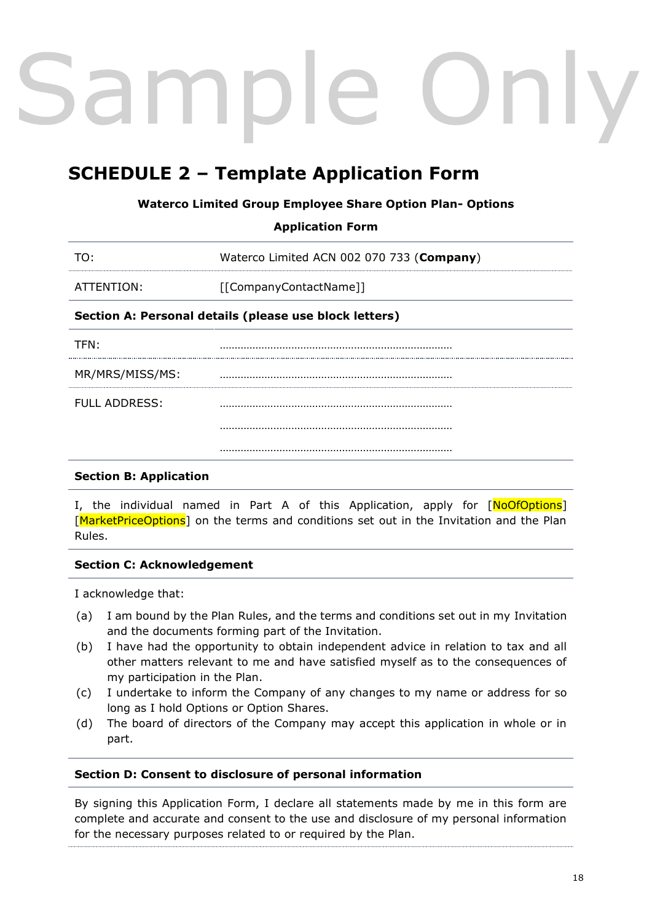Sample Only

# SCHEDULE 2 – Template Application Form

**Waterco Limited Group Employee Share Option Plan- Options**

**Application Form**

| | |
|---|---|
| TO: | Waterco Limited ACN 002 070 733 (**Company**) |
| ATTENTION: | [[CompanyContactName]] |

**Section A: Personal details (please use block letters)**

| | |
|---|---|
| TFN: | ………………………………………………………………… |
| MR/MRS/MISS/MS: | ………………………………………………………………… |
| FULL ADDRESS: | ………………………………………………………………… <br> ………………………………………………………………… <br> ………………………………………………………………… |

**Section B: Application**

I, the individual named in Part A of this Application, apply for [NoOfOptions] [MarketPriceOptions] on the terms and conditions set out in the Invitation and the Plan Rules.

**Section C: Acknowledgement**

I acknowledge that:

(a) I am bound by the Plan Rules, and the terms and conditions set out in my Invitation and the documents forming part of the Invitation.

(b) I have had the opportunity to obtain independent advice in relation to tax and all other matters relevant to me and have satisfied myself as to the consequences of my participation in the Plan.

(c) I undertake to inform the Company of any changes to my name or address for so long as I hold Options or Option Shares.

(d) The board of directors of the Company may accept this application in whole or in part.

**Section D: Consent to disclosure of personal information**

By signing this Application Form, I declare all statements made by me in this form are complete and accurate and consent to the use and disclosure of my personal information for the necessary purposes related to or required by the Plan.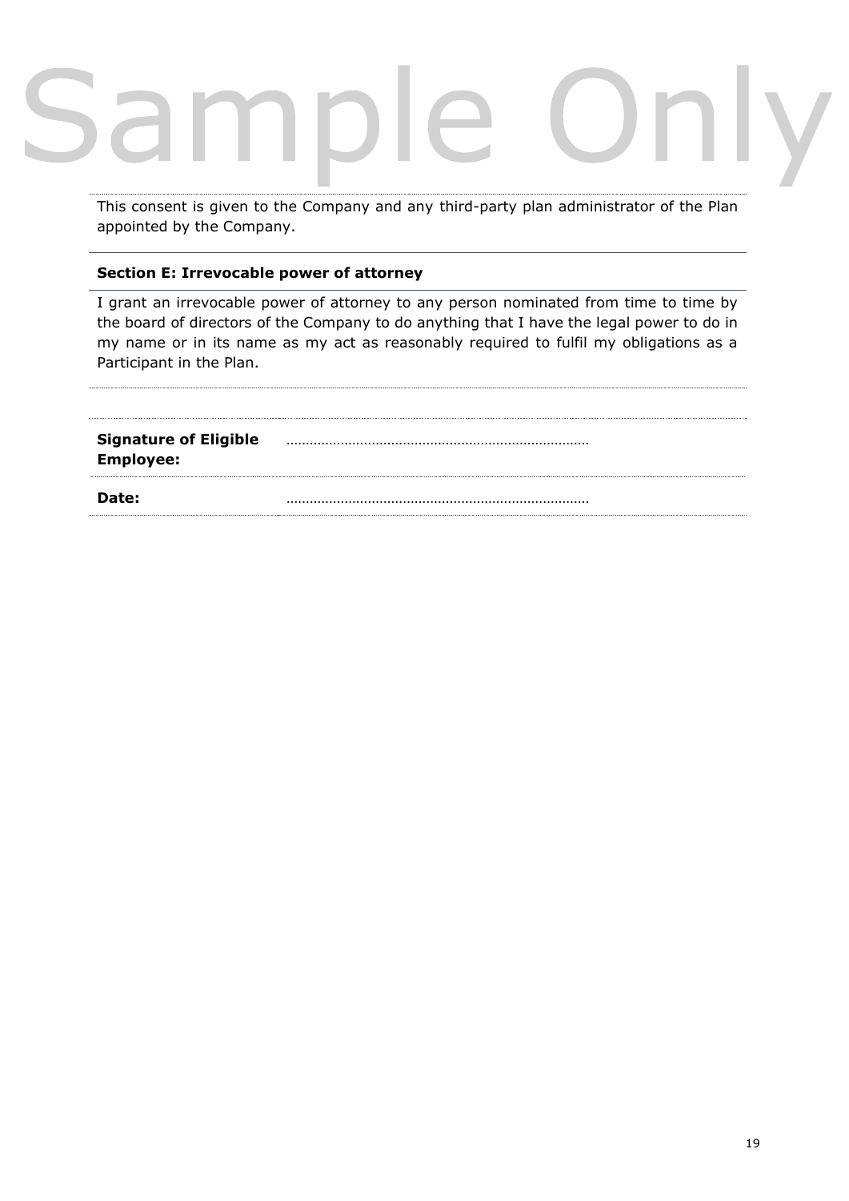Sample Only

This consent is given to the Company and any third-party plan administrator of the Plan appointed by the Company.

**Section E: Irrevocable power of attorney**

I grant an irrevocable power of attorney to any person nominated from time to time by the board of directors of the Company to do anything that I have the legal power to do in my name or in its name as my act as reasonably required to fulfil my obligations as a Participant in the Plan.

| | |
|---|---|
| **Signature of Eligible Employee:** | …………………………………………………………………… |
| **Date:** | …………………………………………………………………… |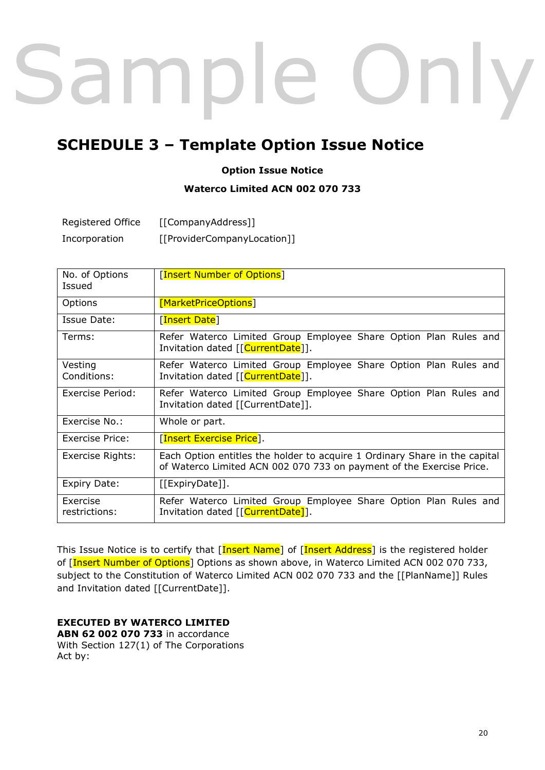Sample Only

## SCHEDULE 3 – Template Option Issue Notice

**Option Issue Notice**

**Waterco Limited ACN 002 070 733**

Registered Office [[CompanyAddress]]

Incorporation [[ProviderCompanyLocation]]

| No. of Options Issued | [Insert Number of Options] |
|---|---|
| Options | [MarketPriceOptions] |
| Issue Date: | [Insert Date] |
| Terms: | Refer Waterco Limited Group Employee Share Option Plan Rules and Invitation dated [[CurrentDate]]. |
| Vesting Conditions: | Refer Waterco Limited Group Employee Share Option Plan Rules and Invitation dated [[CurrentDate]]. |
| Exercise Period: | Refer Waterco Limited Group Employee Share Option Plan Rules and Invitation dated [[CurrentDate]]. |
| Exercise No.: | Whole or part. |
| Exercise Price: | [Insert Exercise Price]. |
| Exercise Rights: | Each Option entitles the holder to acquire 1 Ordinary Share in the capital of Waterco Limited ACN 002 070 733 on payment of the Exercise Price. |
| Expiry Date: | [[ExpiryDate]]. |
| Exercise restrictions: | Refer Waterco Limited Group Employee Share Option Plan Rules and Invitation dated [[CurrentDate]]. |

This Issue Notice is to certify that [Insert Name] of [Insert Address] is the registered holder of [Insert Number of Options] Options as shown above, in Waterco Limited ACN 002 070 733, subject to the Constitution of Waterco Limited ACN 002 070 733 and the [[PlanName]] Rules and Invitation dated [[CurrentDate]].

**EXECUTED BY WATERCO LIMITED**
**ABN 62 002 070 733** in accordance
With Section 127(1) of The Corporations
Act by: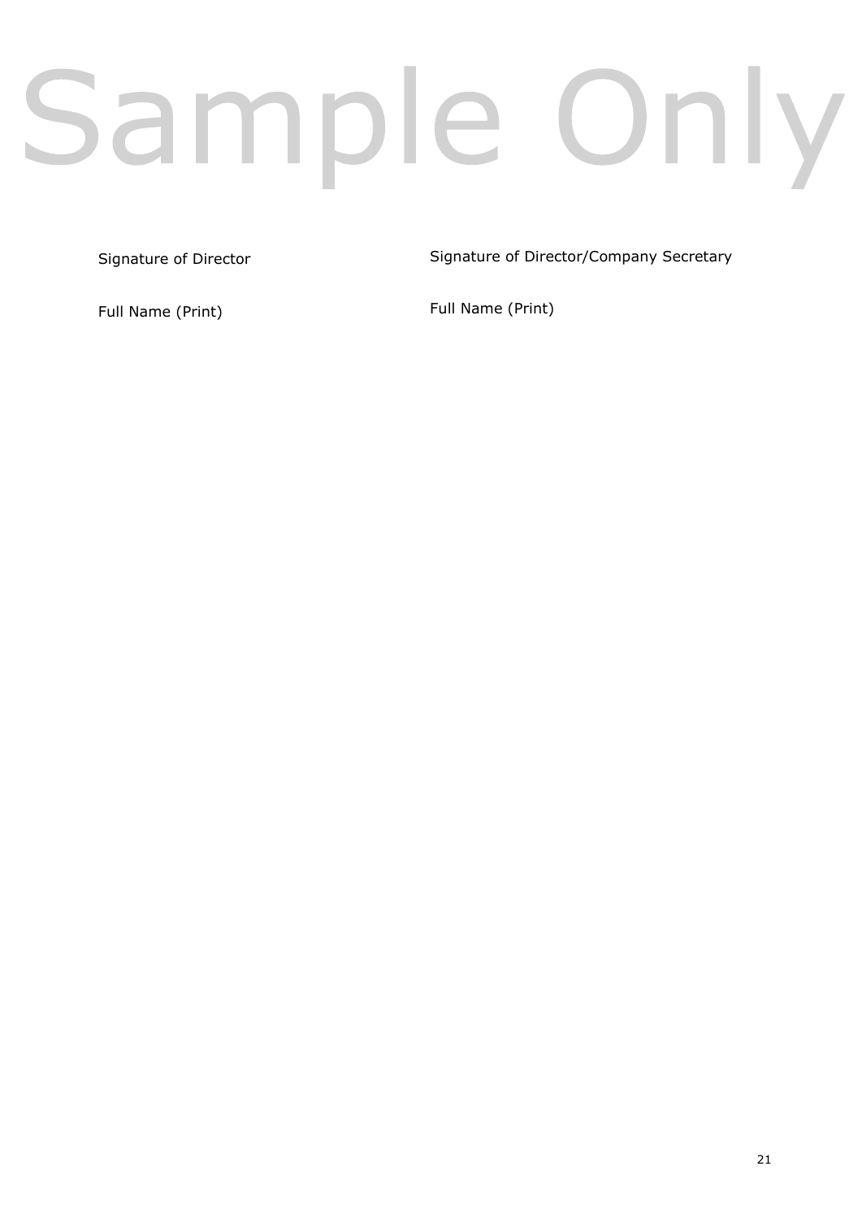Sample Only

| Signature of Director | Signature of Director/Company Secretary |
| --- | --- |
| Full Name (Print) | Full Name (Print) |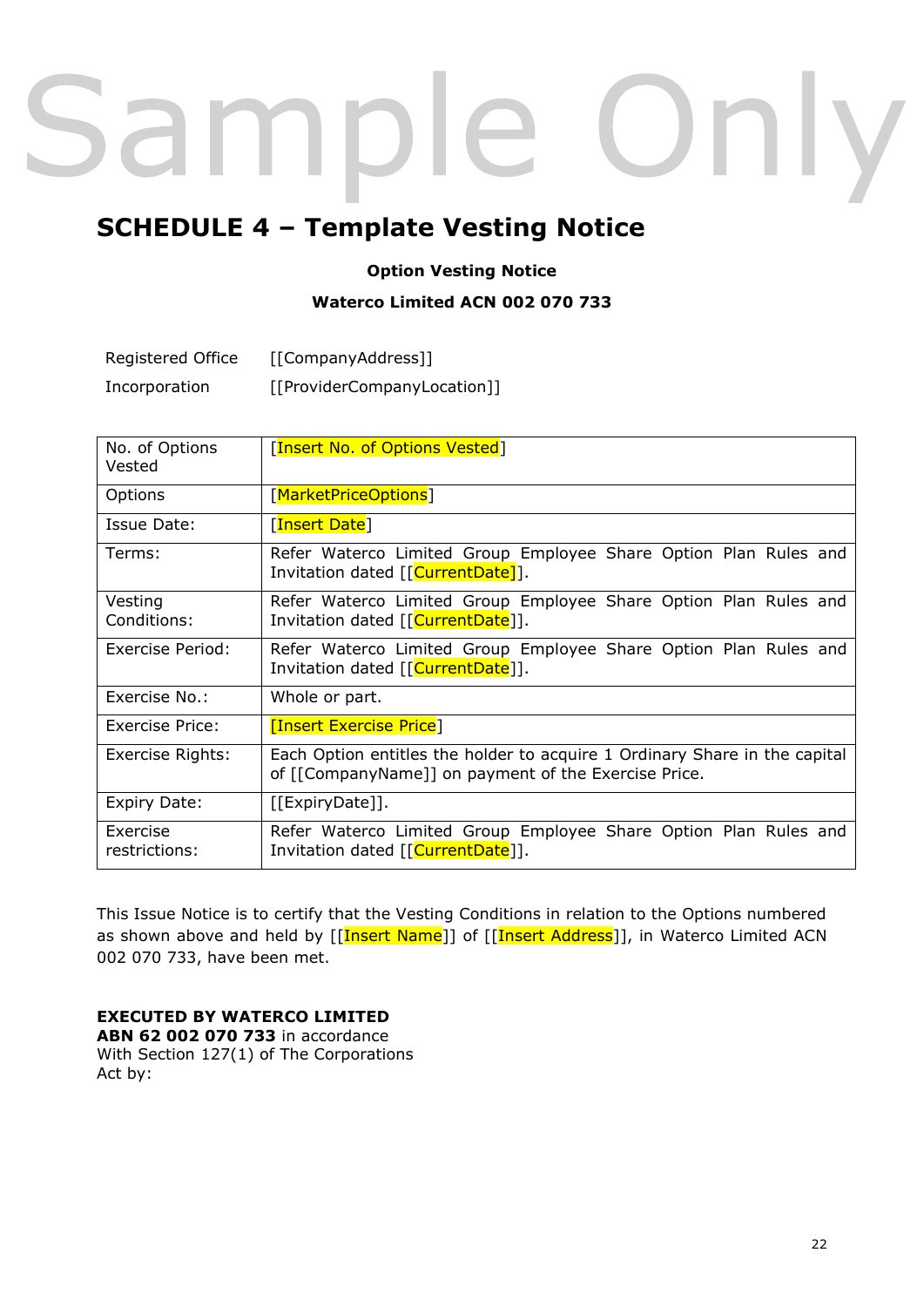Sample Only

# SCHEDULE 4 – Template Vesting Notice

**Option Vesting Notice**

**Waterco Limited ACN 002 070 733**

Registered Office [[CompanyAddress]]

Incorporation [[ProviderCompanyLocation]]

| No. of Options Vested | [Insert No. of Options Vested] |
|---|---|
| Options | [MarketPriceOptions] |
| Issue Date: | [Insert Date] |
| Terms: | Refer Waterco Limited Group Employee Share Option Plan Rules and Invitation dated [[CurrentDate]]. |
| Vesting Conditions: | Refer Waterco Limited Group Employee Share Option Plan Rules and Invitation dated [[CurrentDate]]. |
| Exercise Period: | Refer Waterco Limited Group Employee Share Option Plan Rules and Invitation dated [[CurrentDate]]. |
| Exercise No.: | Whole or part. |
| Exercise Price: | [Insert Exercise Price] |
| Exercise Rights: | Each Option entitles the holder to acquire 1 Ordinary Share in the capital of [[CompanyName]] on payment of the Exercise Price. |
| Expiry Date: | [[ExpiryDate]]. |
| Exercise restrictions: | Refer Waterco Limited Group Employee Share Option Plan Rules and Invitation dated [[CurrentDate]]. |

This Issue Notice is to certify that the Vesting Conditions in relation to the Options numbered as shown above and held by [[Insert Name]] of [[Insert Address]], in Waterco Limited ACN 002 070 733, have been met.

**EXECUTED BY WATERCO LIMITED**
**ABN 62 002 070 733** in accordance
With Section 127(1) of The Corporations
Act by: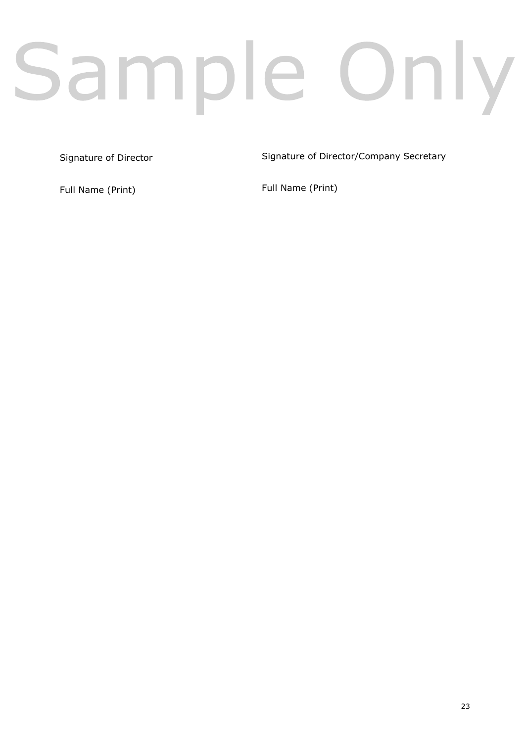Sample Only

| Signature of Director | Signature of Director/Company Secretary |
| --- | --- |
| Full Name (Print) | Full Name (Print) |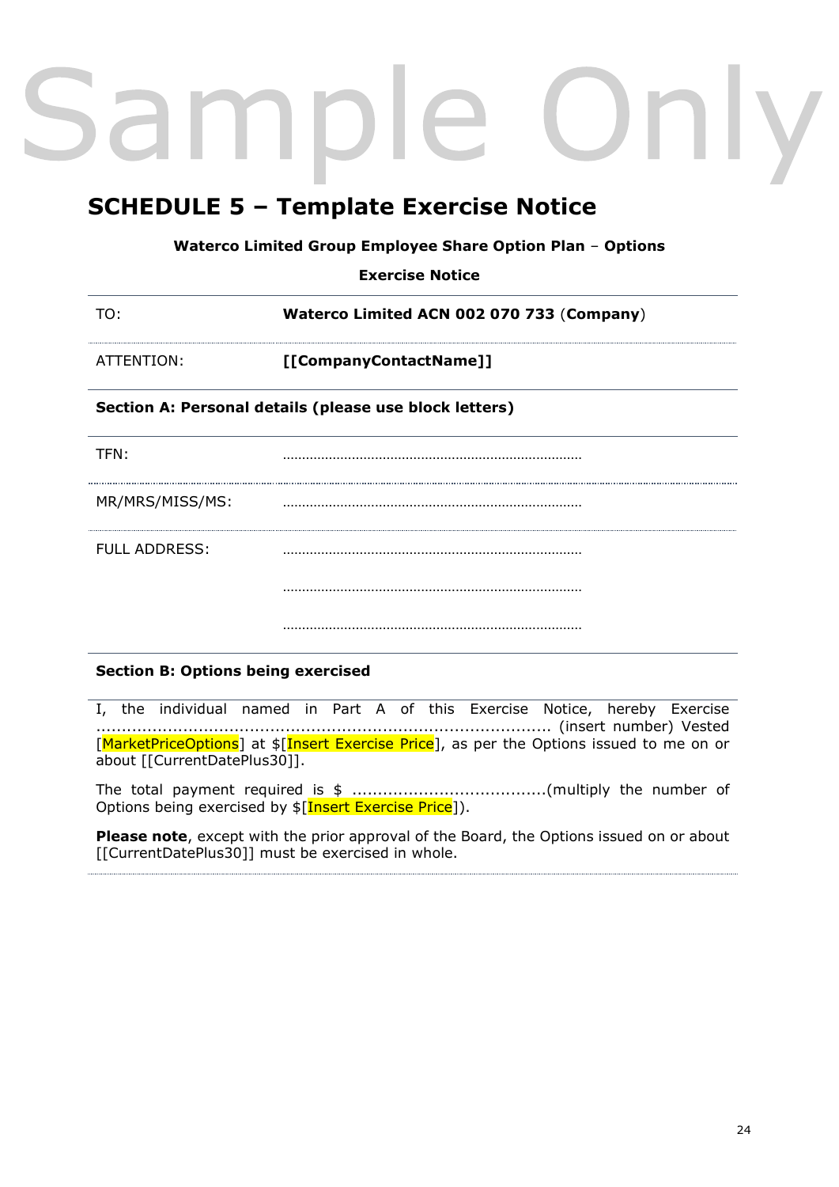Sample Only

# SCHEDULE 5 – Template Exercise Notice

**Waterco Limited Group Employee Share Option Plan – Options**

**Exercise Notice**

| | |
|---|---|
| TO: | **Waterco Limited ACN 002 070 733** (**Company**) |
| ATTENTION: | **[[CompanyContactName]]** |

**Section A: Personal details (please use block letters)**

| | |
|---|---|
| TFN: | ………………………………………………………………… |
| MR/MRS/MISS/MS: | ………………………………………………………………… |
| FULL ADDRESS: | ………………………………………………………………… |
| | ………………………………………………………………… |
| | ………………………………………………………………… |

**Section B: Options being exercised**

I, the individual named in Part A of this Exercise Notice, hereby Exercise ........................................................................................ (insert number) Vested [MarketPriceOptions] at $[Insert Exercise Price], as per the Options issued to me on or about [[CurrentDatePlus30]].

The total payment required is $ ......................................(multiply the number of Options being exercised by $[Insert Exercise Price]).

**Please note**, except with the prior approval of the Board, the Options issued on or about [[CurrentDatePlus30]] must be exercised in whole.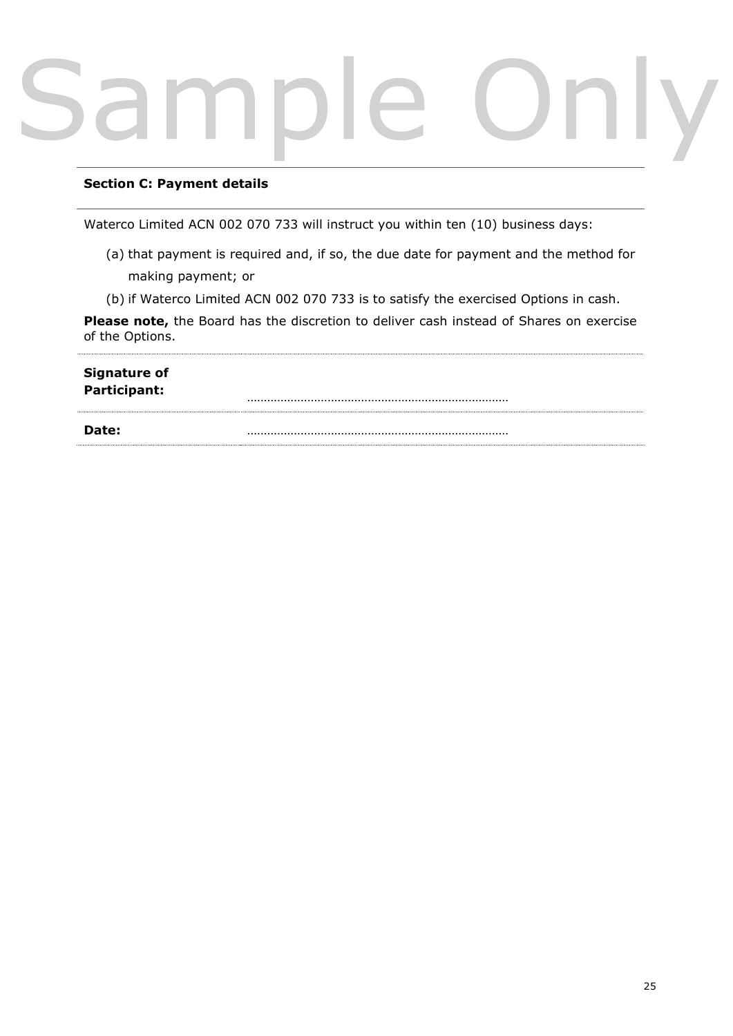Sample Only

**Section C: Payment details**

Waterco Limited ACN 002 070 733 will instruct you within ten (10) business days:

(a) that payment is required and, if so, the due date for payment and the method for making payment; or

(b) if Waterco Limited ACN 002 070 733 is to satisfy the exercised Options in cash.

**Please note,** the Board has the discretion to deliver cash instead of Shares on exercise of the Options.

| | |
|---|---|
| **Signature of Participant:** | …………………………………………………………………… |
| **Date:** | …………………………………………………………………… |